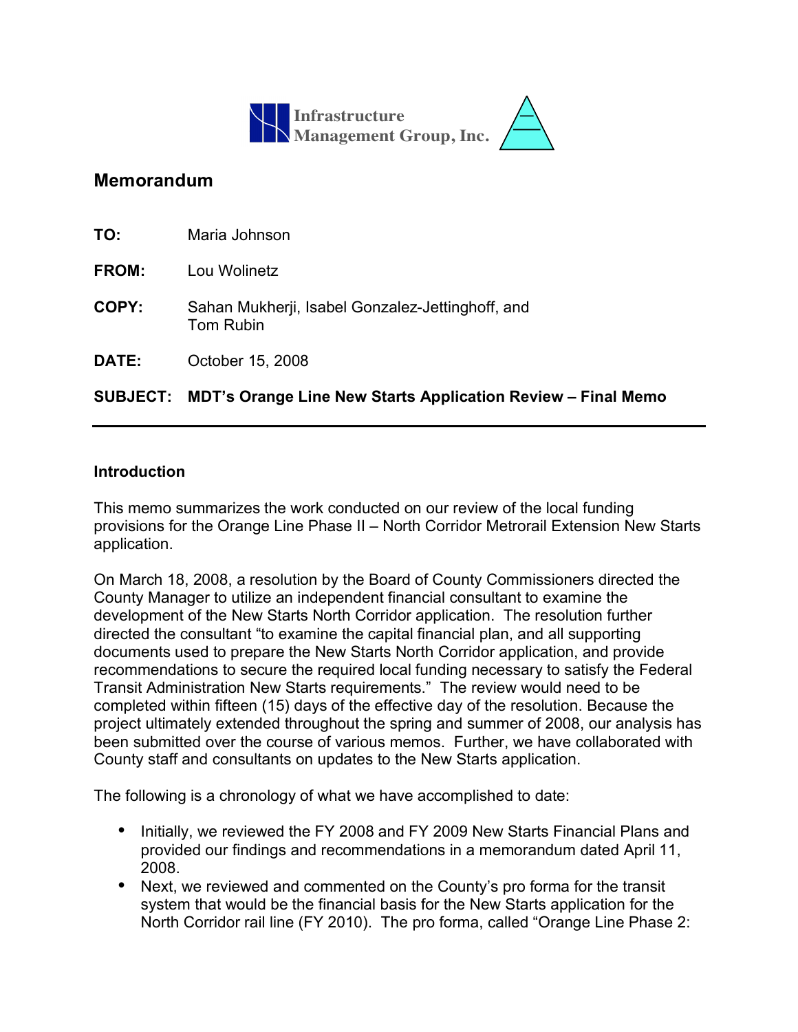Infrastructure Management Group, Inc.

## Memorandum

**TO:** Maria Johnson

**FROM:** Lou Wolinetz

**COPY:** Sahan Mukherji, Isabel Gonzalez-Jettinghoff, and Tom Rubin

**DATE:** October 15, 2008

**SUBJECT: MDT's Orange Line New Starts Application Review – Final Memo**

---

### Introduction

This memo summarizes the work conducted on our review of the local funding provisions for the Orange Line Phase II – North Corridor Metrorail Extension New Starts application.

On March 18, 2008, a resolution by the Board of County Commissioners directed the County Manager to utilize an independent financial consultant to examine the development of the New Starts North Corridor application. The resolution further directed the consultant "to examine the capital financial plan, and all supporting documents used to prepare the New Starts North Corridor application, and provide recommendations to secure the required local funding necessary to satisfy the Federal Transit Administration New Starts requirements." The review would need to be completed within fifteen (15) days of the effective day of the resolution. Because the project ultimately extended throughout the spring and summer of 2008, our analysis has been submitted over the course of various memos. Further, we have collaborated with County staff and consultants on updates to the New Starts application.

The following is a chronology of what we have accomplished to date:

- Initially, we reviewed the FY 2008 and FY 2009 New Starts Financial Plans and provided our findings and recommendations in a memorandum dated April 11, 2008.
- Next, we reviewed and commented on the County's pro forma for the transit system that would be the financial basis for the New Starts application for the North Corridor rail line (FY 2010). The pro forma, called "Orange Line Phase 2: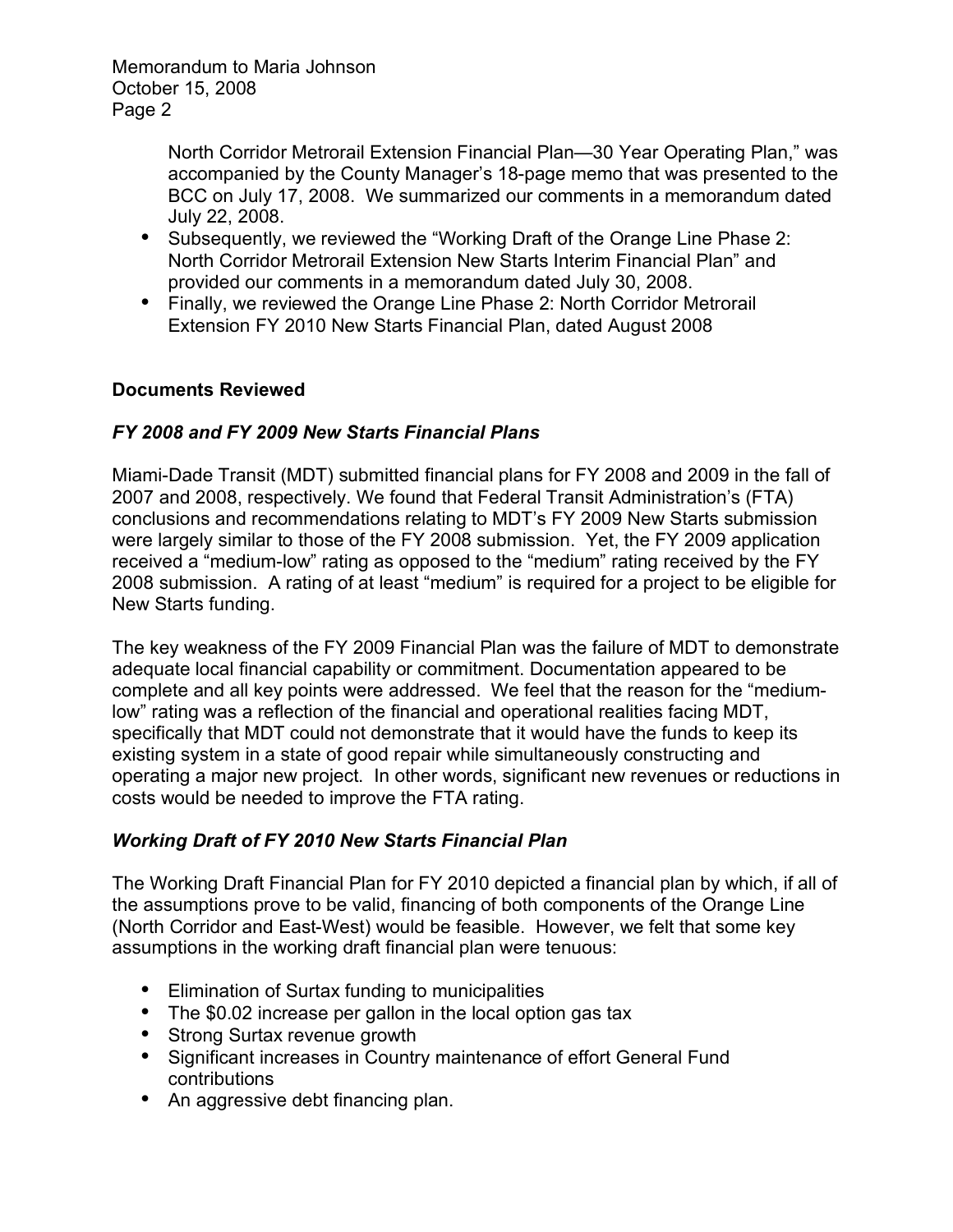North Corridor Metrorail Extension Financial Plan—30 Year Operating Plan," was accompanied by the County Manager's 18-page memo that was presented to the BCC on July 17, 2008. We summarized our comments in a memorandum dated July 22, 2008.

- Subsequently, we reviewed the "Working Draft of the Orange Line Phase 2: North Corridor Metrorail Extension New Starts Interim Financial Plan" and provided our comments in a memorandum dated July 30, 2008.
- Finally, we reviewed the Orange Line Phase 2: North Corridor Metrorail Extension FY 2010 New Starts Financial Plan, dated August 2008

**Documents Reviewed**

***FY 2008 and FY 2009 New Starts Financial Plans***

Miami-Dade Transit (MDT) submitted financial plans for FY 2008 and 2009 in the fall of 2007 and 2008, respectively. We found that Federal Transit Administration's (FTA) conclusions and recommendations relating to MDT's FY 2009 New Starts submission were largely similar to those of the FY 2008 submission. Yet, the FY 2009 application received a "medium-low" rating as opposed to the "medium" rating received by the FY 2008 submission. A rating of at least "medium" is required for a project to be eligible for New Starts funding.

The key weakness of the FY 2009 Financial Plan was the failure of MDT to demonstrate adequate local financial capability or commitment. Documentation appeared to be complete and all key points were addressed. We feel that the reason for the "medium-low" rating was a reflection of the financial and operational realities facing MDT, specifically that MDT could not demonstrate that it would have the funds to keep its existing system in a state of good repair while simultaneously constructing and operating a major new project. In other words, significant new revenues or reductions in costs would be needed to improve the FTA rating.

***Working Draft of FY 2010 New Starts Financial Plan***

The Working Draft Financial Plan for FY 2010 depicted a financial plan by which, if all of the assumptions prove to be valid, financing of both components of the Orange Line (North Corridor and East-West) would be feasible. However, we felt that some key assumptions in the working draft financial plan were tenuous:

- Elimination of Surtax funding to municipalities
- The $0.02 increase per gallon in the local option gas tax
- Strong Surtax revenue growth
- Significant increases in Country maintenance of effort General Fund contributions
- An aggressive debt financing plan.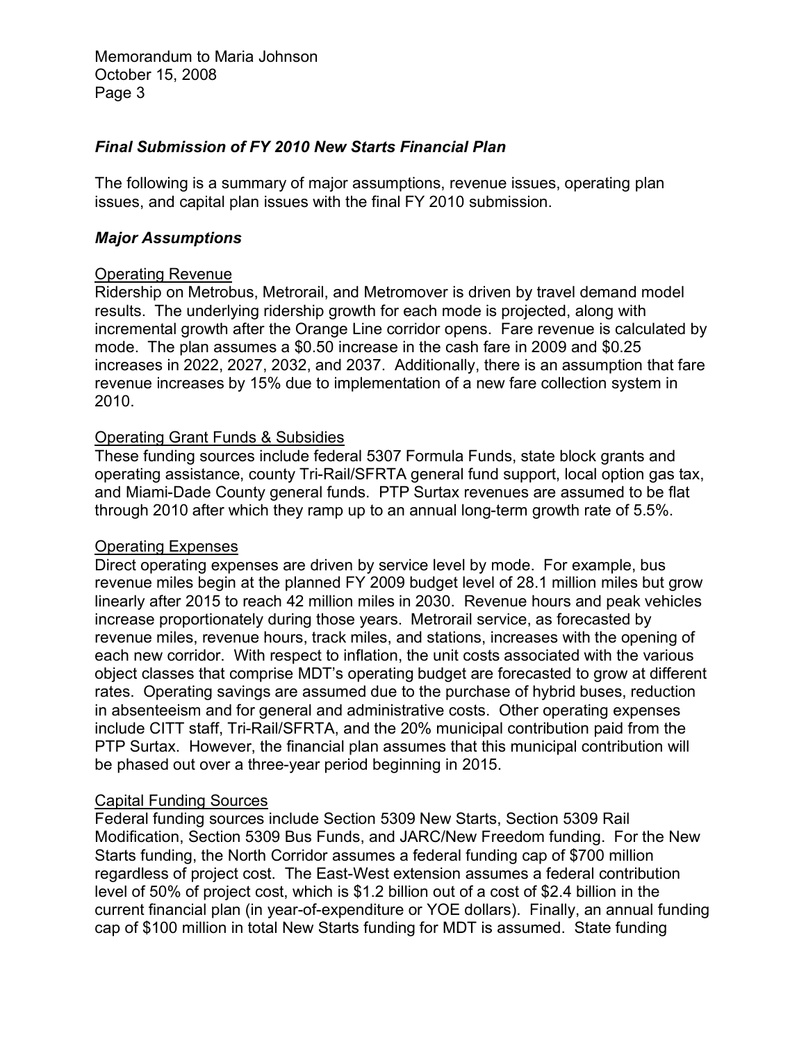### *Final Submission of FY 2010 New Starts Financial Plan*

The following is a summary of major assumptions, revenue issues, operating plan issues, and capital plan issues with the final FY 2010 submission.

### *Major Assumptions*

Operating Revenue

Ridership on Metrobus, Metrorail, and Metromover is driven by travel demand model results. The underlying ridership growth for each mode is projected, along with incremental growth after the Orange Line corridor opens. Fare revenue is calculated by mode. The plan assumes a $0.50 increase in the cash fare in 2009 and $0.25 increases in 2022, 2027, 2032, and 2037. Additionally, there is an assumption that fare revenue increases by 15% due to implementation of a new fare collection system in 2010.

Operating Grant Funds & Subsidies

These funding sources include federal 5307 Formula Funds, state block grants and operating assistance, county Tri-Rail/SFRTA general fund support, local option gas tax, and Miami-Dade County general funds. PTP Surtax revenues are assumed to be flat through 2010 after which they ramp up to an annual long-term growth rate of 5.5%.

Operating Expenses

Direct operating expenses are driven by service level by mode. For example, bus revenue miles begin at the planned FY 2009 budget level of 28.1 million miles but grow linearly after 2015 to reach 42 million miles in 2030. Revenue hours and peak vehicles increase proportionately during those years. Metrorail service, as forecasted by revenue miles, revenue hours, track miles, and stations, increases with the opening of each new corridor. With respect to inflation, the unit costs associated with the various object classes that comprise MDT's operating budget are forecasted to grow at different rates. Operating savings are assumed due to the purchase of hybrid buses, reduction in absenteeism and for general and administrative costs. Other operating expenses include CITT staff, Tri-Rail/SFRTA, and the 20% municipal contribution paid from the PTP Surtax. However, the financial plan assumes that this municipal contribution will be phased out over a three-year period beginning in 2015.

Capital Funding Sources

Federal funding sources include Section 5309 New Starts, Section 5309 Rail Modification, Section 5309 Bus Funds, and JARC/New Freedom funding. For the New Starts funding, the North Corridor assumes a federal funding cap of $700 million regardless of project cost. The East-West extension assumes a federal contribution level of 50% of project cost, which is $1.2 billion out of a cost of $2.4 billion in the current financial plan (in year-of-expenditure or YOE dollars). Finally, an annual funding cap of $100 million in total New Starts funding for MDT is assumed. State funding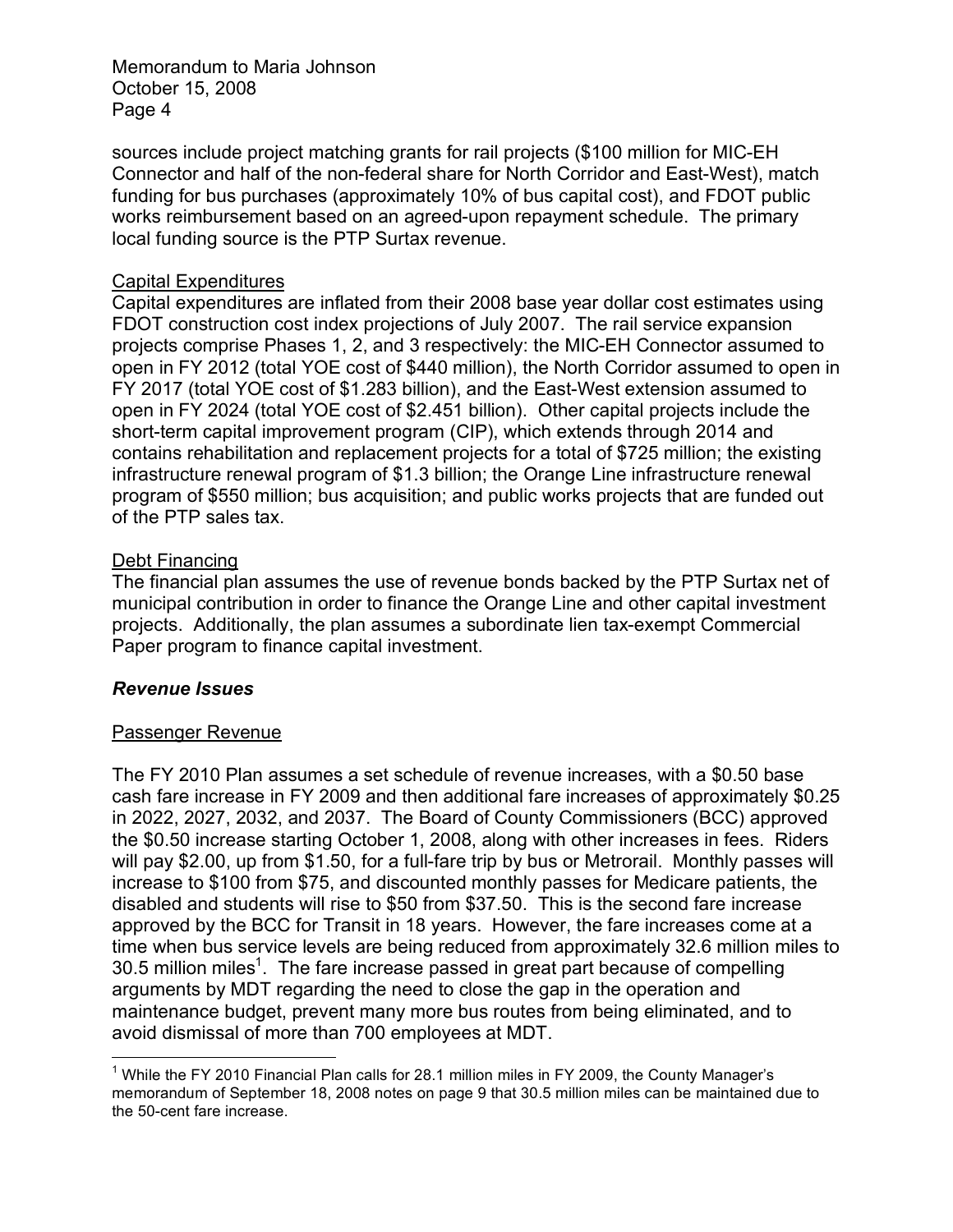sources include project matching grants for rail projects ($100 million for MIC-EH Connector and half of the non-federal share for North Corridor and East-West), match funding for bus purchases (approximately 10% of bus capital cost), and FDOT public works reimbursement based on an agreed-upon repayment schedule. The primary local funding source is the PTP Surtax revenue.

Capital Expenditures

Capital expenditures are inflated from their 2008 base year dollar cost estimates using FDOT construction cost index projections of July 2007. The rail service expansion projects comprise Phases 1, 2, and 3 respectively: the MIC-EH Connector assumed to open in FY 2012 (total YOE cost of $440 million), the North Corridor assumed to open in FY 2017 (total YOE cost of $1.283 billion), and the East-West extension assumed to open in FY 2024 (total YOE cost of $2.451 billion). Other capital projects include the short-term capital improvement program (CIP), which extends through 2014 and contains rehabilitation and replacement projects for a total of $725 million; the existing infrastructure renewal program of $1.3 billion; the Orange Line infrastructure renewal program of $550 million; bus acquisition; and public works projects that are funded out of the PTP sales tax.

Debt Financing

The financial plan assumes the use of revenue bonds backed by the PTP Surtax net of municipal contribution in order to finance the Orange Line and other capital investment projects. Additionally, the plan assumes a subordinate lien tax-exempt Commercial Paper program to finance capital investment.

### *Revenue Issues*

Passenger Revenue

The FY 2010 Plan assumes a set schedule of revenue increases, with a $0.50 base cash fare increase in FY 2009 and then additional fare increases of approximately $0.25 in 2022, 2027, 2032, and 2037. The Board of County Commissioners (BCC) approved the $0.50 increase starting October 1, 2008, along with other increases in fees. Riders will pay $2.00, up from $1.50, for a full-fare trip by bus or Metrorail. Monthly passes will increase to $100 from $75, and discounted monthly passes for Medicare patients, the disabled and students will rise to $50 from $37.50. This is the second fare increase approved by the BCC for Transit in 18 years. However, the fare increases come at a time when bus service levels are being reduced from approximately 32.6 million miles to 30.5 million miles[1]. The fare increase passed in great part because of compelling arguments by MDT regarding the need to close the gap in the operation and maintenance budget, prevent many more bus routes from being eliminated, and to avoid dismissal of more than 700 employees at MDT.

---

[1] While the FY 2010 Financial Plan calls for 28.1 million miles in FY 2009, the County Manager's memorandum of September 18, 2008 notes on page 9 that 30.5 million miles can be maintained due to the 50-cent fare increase.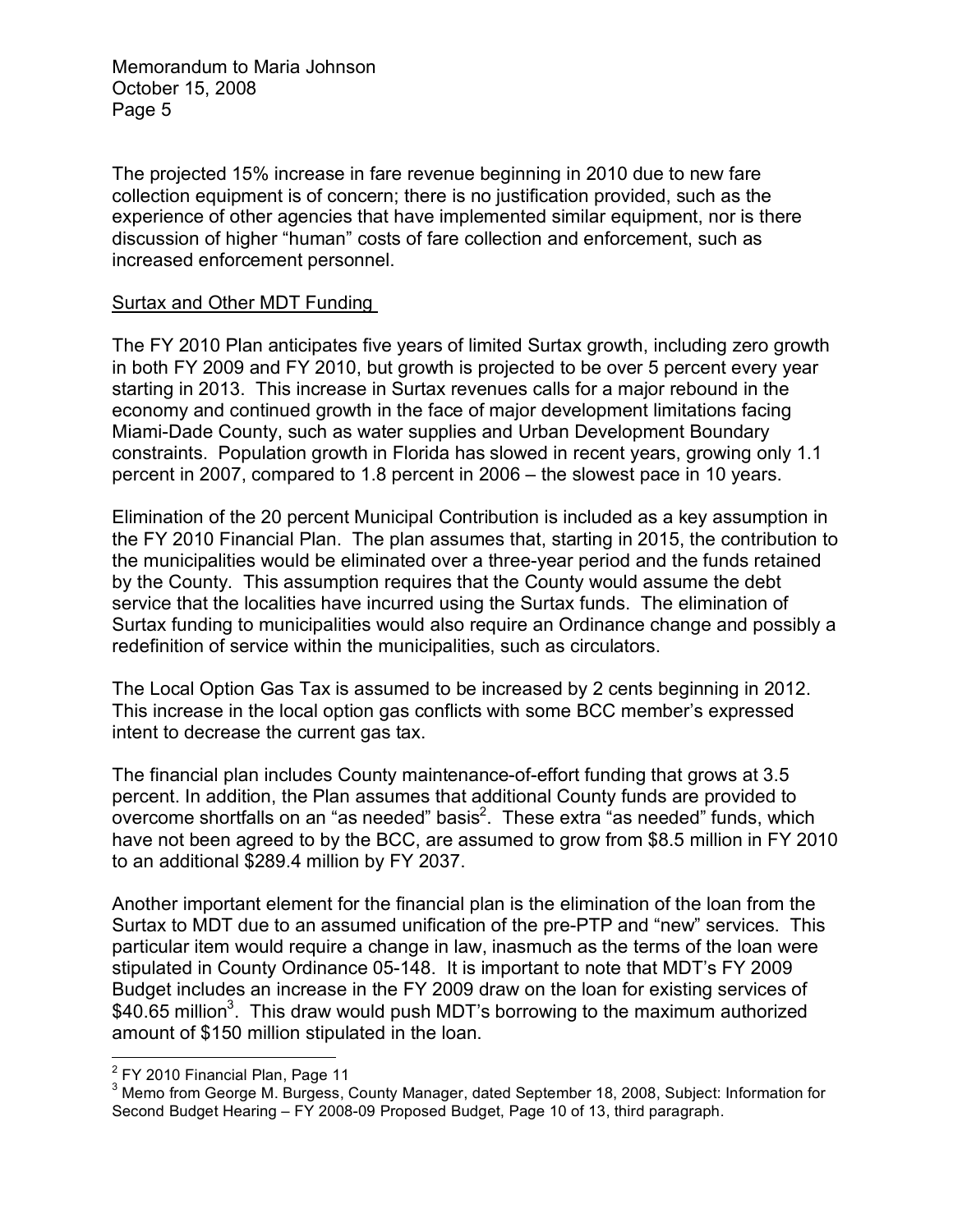The projected 15% increase in fare revenue beginning in 2010 due to new fare collection equipment is of concern; there is no justification provided, such as the experience of other agencies that have implemented similar equipment, nor is there discussion of higher "human" costs of fare collection and enforcement, such as increased enforcement personnel.

## Surtax and Other MDT Funding

The FY 2010 Plan anticipates five years of limited Surtax growth, including zero growth in both FY 2009 and FY 2010, but growth is projected to be over 5 percent every year starting in 2013. This increase in Surtax revenues calls for a major rebound in the economy and continued growth in the face of major development limitations facing Miami-Dade County, such as water supplies and Urban Development Boundary constraints. Population growth in Florida has slowed in recent years, growing only 1.1 percent in 2007, compared to 1.8 percent in 2006 – the slowest pace in 10 years.

Elimination of the 20 percent Municipal Contribution is included as a key assumption in the FY 2010 Financial Plan. The plan assumes that, starting in 2015, the contribution to the municipalities would be eliminated over a three-year period and the funds retained by the County. This assumption requires that the County would assume the debt service that the localities have incurred using the Surtax funds. The elimination of Surtax funding to municipalities would also require an Ordinance change and possibly a redefinition of service within the municipalities, such as circulators.

The Local Option Gas Tax is assumed to be increased by 2 cents beginning in 2012. This increase in the local option gas conflicts with some BCC member's expressed intent to decrease the current gas tax.

The financial plan includes County maintenance-of-effort funding that grows at 3.5 percent. In addition, the Plan assumes that additional County funds are provided to overcome shortfalls on an "as needed" basis[2]. These extra "as needed" funds, which have not been agreed to by the BCC, are assumed to grow from $8.5 million in FY 2010 to an additional $289.4 million by FY 2037.

Another important element for the financial plan is the elimination of the loan from the Surtax to MDT due to an assumed unification of the pre-PTP and "new" services. This particular item would require a change in law, inasmuch as the terms of the loan were stipulated in County Ordinance 05-148. It is important to note that MDT's FY 2009 Budget includes an increase in the FY 2009 draw on the loan for existing services of $40.65 million[3]. This draw would push MDT's borrowing to the maximum authorized amount of $150 million stipulated in the loan.

---

[2] FY 2010 Financial Plan, Page 11

[3] Memo from George M. Burgess, County Manager, dated September 18, 2008, Subject: Information for Second Budget Hearing – FY 2008-09 Proposed Budget, Page 10 of 13, third paragraph.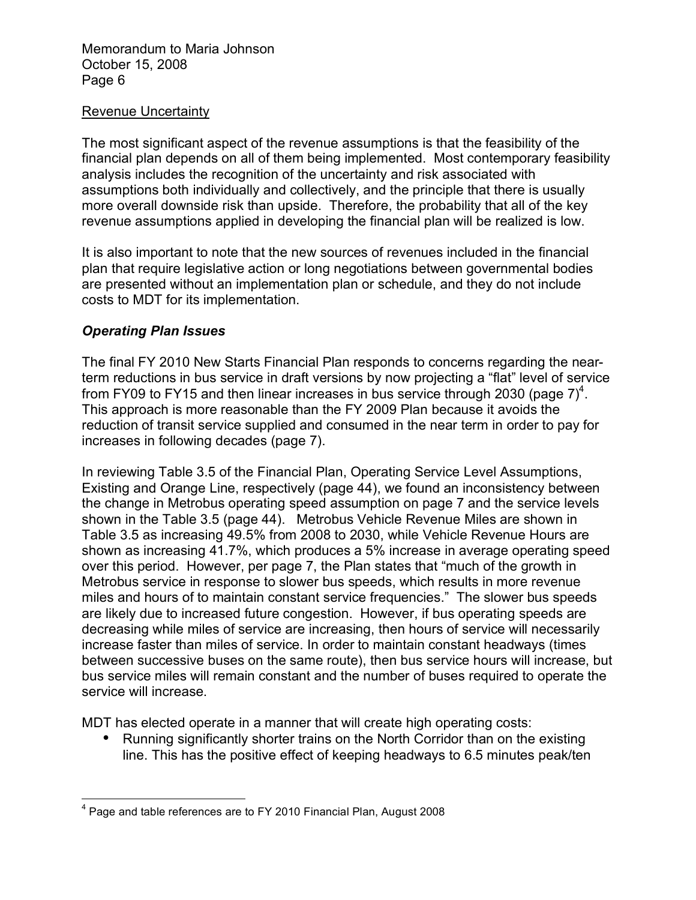Revenue Uncertainty

The most significant aspect of the revenue assumptions is that the feasibility of the financial plan depends on all of them being implemented. Most contemporary feasibility analysis includes the recognition of the uncertainty and risk associated with assumptions both individually and collectively, and the principle that there is usually more overall downside risk than upside. Therefore, the probability that all of the key revenue assumptions applied in developing the financial plan will be realized is low.

It is also important to note that the new sources of revenues included in the financial plan that require legislative action or long negotiations between governmental bodies are presented without an implementation plan or schedule, and they do not include costs to MDT for its implementation.

### *Operating Plan Issues*

The final FY 2010 New Starts Financial Plan responds to concerns regarding the near-term reductions in bus service in draft versions by now projecting a "flat" level of service from FY09 to FY15 and then linear increases in bus service through 2030 (page 7)[4]. This approach is more reasonable than the FY 2009 Plan because it avoids the reduction of transit service supplied and consumed in the near term in order to pay for increases in following decades (page 7).

In reviewing Table 3.5 of the Financial Plan, Operating Service Level Assumptions, Existing and Orange Line, respectively (page 44), we found an inconsistency between the change in Metrobus operating speed assumption on page 7 and the service levels shown in the Table 3.5 (page 44). Metrobus Vehicle Revenue Miles are shown in Table 3.5 as increasing 49.5% from 2008 to 2030, while Vehicle Revenue Hours are shown as increasing 41.7%, which produces a 5% increase in average operating speed over this period. However, per page 7, the Plan states that "much of the growth in Metrobus service in response to slower bus speeds, which results in more revenue miles and hours of to maintain constant service frequencies." The slower bus speeds are likely due to increased future congestion. However, if bus operating speeds are decreasing while miles of service are increasing, then hours of service will necessarily increase faster than miles of service. In order to maintain constant headways (times between successive buses on the same route), then bus service hours will increase, but bus service miles will remain constant and the number of buses required to operate the service will increase.

MDT has elected operate in a manner that will create high operating costs:

- Running significantly shorter trains on the North Corridor than on the existing line. This has the positive effect of keeping headways to 6.5 minutes peak/ten

---

[4] Page and table references are to FY 2010 Financial Plan, August 2008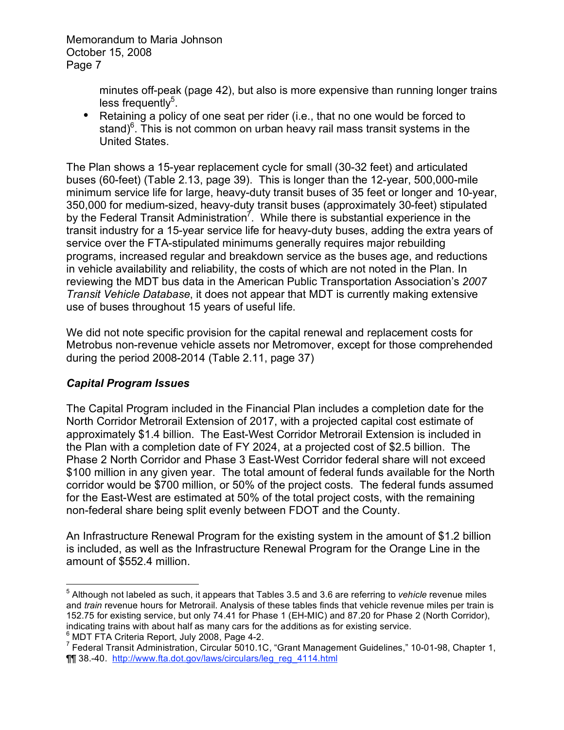minutes off-peak (page 42), but also is more expensive than running longer trains less frequently[5].

- Retaining a policy of one seat per rider (i.e., that no one would be forced to stand)[6]. This is not common on urban heavy rail mass transit systems in the United States.

The Plan shows a 15-year replacement cycle for small (30-32 feet) and articulated buses (60-feet) (Table 2.13, page 39). This is longer than the 12-year, 500,000-mile minimum service life for large, heavy-duty transit buses of 35 feet or longer and 10-year, 350,000 for medium-sized, heavy-duty transit buses (approximately 30-feet) stipulated by the Federal Transit Administration[7]. While there is substantial experience in the transit industry for a 15-year service life for heavy-duty buses, adding the extra years of service over the FTA-stipulated minimums generally requires major rebuilding programs, increased regular and breakdown service as the buses age, and reductions in vehicle availability and reliability, the costs of which are not noted in the Plan. In reviewing the MDT bus data in the American Public Transportation Association's *2007 Transit Vehicle Database*, it does not appear that MDT is currently making extensive use of buses throughout 15 years of useful life.

We did not note specific provision for the capital renewal and replacement costs for Metrobus non-revenue vehicle assets nor Metromover, except for those comprehended during the period 2008-2014 (Table 2.11, page 37)

### *Capital Program Issues*

The Capital Program included in the Financial Plan includes a completion date for the North Corridor Metrorail Extension of 2017, with a projected capital cost estimate of approximately $1.4 billion. The East-West Corridor Metrorail Extension is included in the Plan with a completion date of FY 2024, at a projected cost of $2.5 billion. The Phase 2 North Corridor and Phase 3 East-West Corridor federal share will not exceed $100 million in any given year. The total amount of federal funds available for the North corridor would be $700 million, or 50% of the project costs. The federal funds assumed for the East-West are estimated at 50% of the total project costs, with the remaining non-federal share being split evenly between FDOT and the County.

An Infrastructure Renewal Program for the existing system in the amount of $1.2 billion is included, as well as the Infrastructure Renewal Program for the Orange Line in the amount of $552.4 million.

---

[5] Although not labeled as such, it appears that Tables 3.5 and 3.6 are referring to *vehicle* revenue miles and *train* revenue hours for Metrorail. Analysis of these tables finds that vehicle revenue miles per train is 152.75 for existing service, but only 74.41 for Phase 1 (EH-MIC) and 87.20 for Phase 2 (North Corridor), indicating trains with about half as many cars for the additions as for existing service.

[6] MDT FTA Criteria Report, July 2008, Page 4-2.

[7] Federal Transit Administration, Circular 5010.1C, "Grant Management Guidelines," 10-01-98, Chapter 1, ¶¶ 38.-40. http://www.fta.dot.gov/laws/circulars/leg_reg_4114.html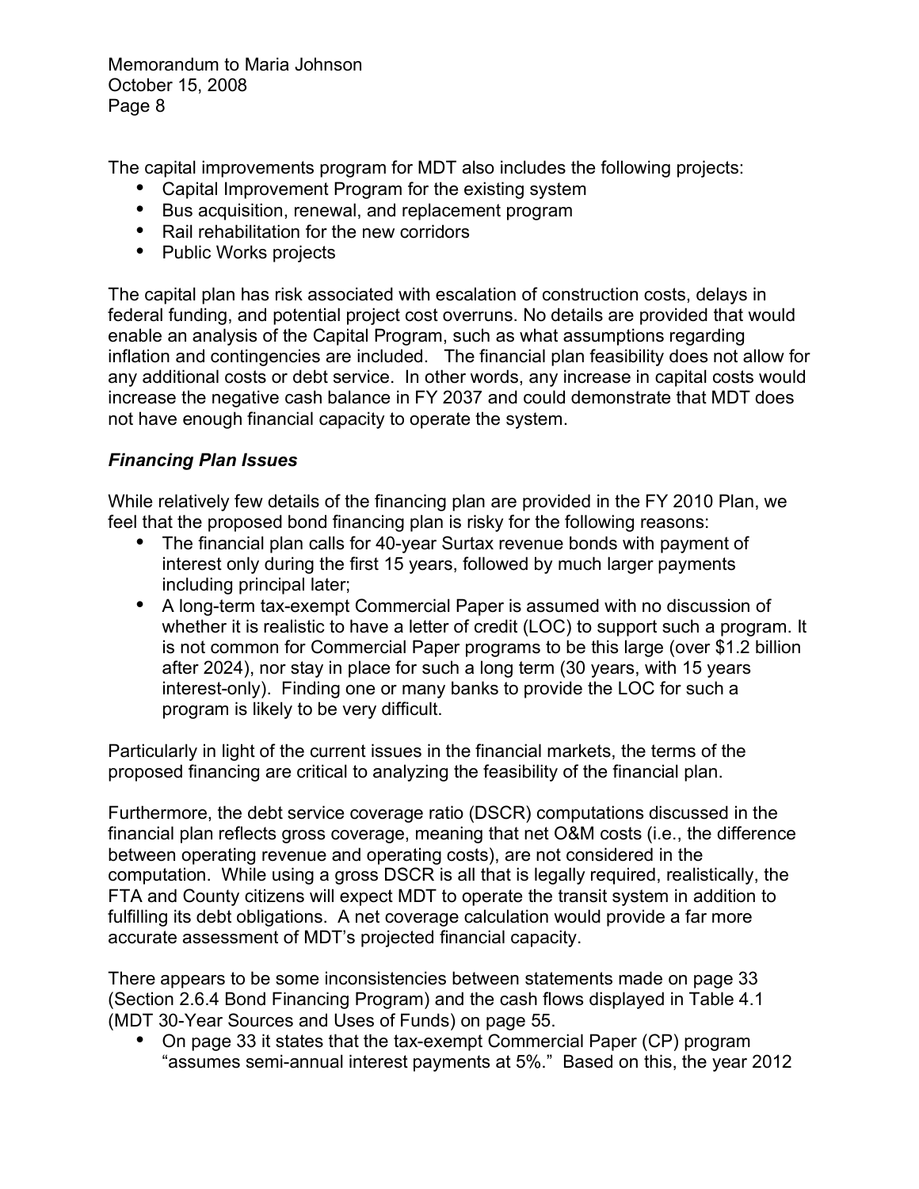The capital improvements program for MDT also includes the following projects:

- Capital Improvement Program for the existing system
- Bus acquisition, renewal, and replacement program
- Rail rehabilitation for the new corridors
- Public Works projects

The capital plan has risk associated with escalation of construction costs, delays in federal funding, and potential project cost overruns. No details are provided that would enable an analysis of the Capital Program, such as what assumptions regarding inflation and contingencies are included. The financial plan feasibility does not allow for any additional costs or debt service. In other words, any increase in capital costs would increase the negative cash balance in FY 2037 and could demonstrate that MDT does not have enough financial capacity to operate the system.

### *Financing Plan Issues*

While relatively few details of the financing plan are provided in the FY 2010 Plan, we feel that the proposed bond financing plan is risky for the following reasons:

- The financial plan calls for 40-year Surtax revenue bonds with payment of interest only during the first 15 years, followed by much larger payments including principal later;
- A long-term tax-exempt Commercial Paper is assumed with no discussion of whether it is realistic to have a letter of credit (LOC) to support such a program. It is not common for Commercial Paper programs to be this large (over $1.2 billion after 2024), nor stay in place for such a long term (30 years, with 15 years interest-only). Finding one or many banks to provide the LOC for such a program is likely to be very difficult.

Particularly in light of the current issues in the financial markets, the terms of the proposed financing are critical to analyzing the feasibility of the financial plan.

Furthermore, the debt service coverage ratio (DSCR) computations discussed in the financial plan reflects gross coverage, meaning that net O&M costs (i.e., the difference between operating revenue and operating costs), are not considered in the computation. While using a gross DSCR is all that is legally required, realistically, the FTA and County citizens will expect MDT to operate the transit system in addition to fulfilling its debt obligations. A net coverage calculation would provide a far more accurate assessment of MDT's projected financial capacity.

There appears to be some inconsistencies between statements made on page 33 (Section 2.6.4 Bond Financing Program) and the cash flows displayed in Table 4.1 (MDT 30-Year Sources and Uses of Funds) on page 55.

- On page 33 it states that the tax-exempt Commercial Paper (CP) program "assumes semi-annual interest payments at 5%." Based on this, the year 2012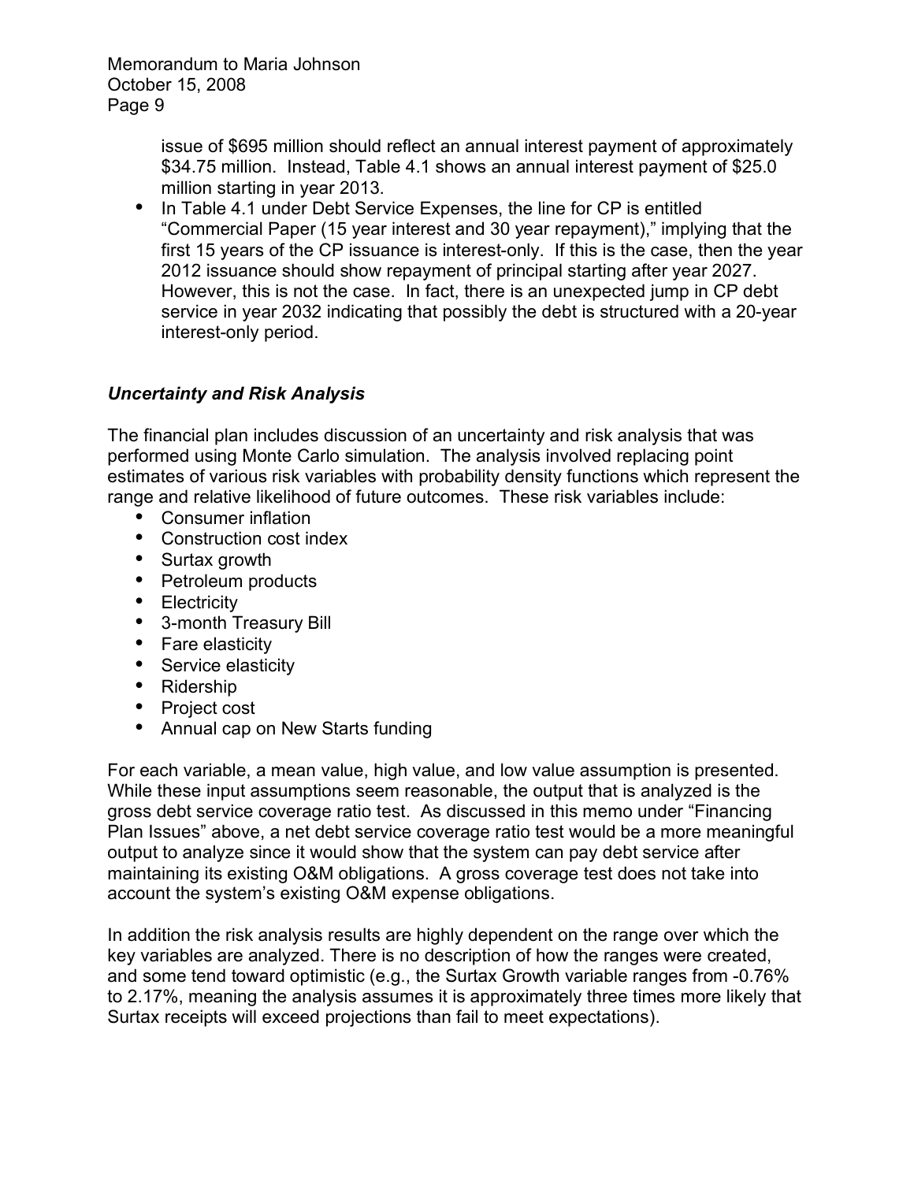issue of $695 million should reflect an annual interest payment of approximately $34.75 million. Instead, Table 4.1 shows an annual interest payment of $25.0 million starting in year 2013.

- In Table 4.1 under Debt Service Expenses, the line for CP is entitled "Commercial Paper (15 year interest and 30 year repayment)," implying that the first 15 years of the CP issuance is interest-only. If this is the case, then the year 2012 issuance should show repayment of principal starting after year 2027. However, this is not the case. In fact, there is an unexpected jump in CP debt service in year 2032 indicating that possibly the debt is structured with a 20-year interest-only period.

### *Uncertainty and Risk Analysis*

The financial plan includes discussion of an uncertainty and risk analysis that was performed using Monte Carlo simulation. The analysis involved replacing point estimates of various risk variables with probability density functions which represent the range and relative likelihood of future outcomes. These risk variables include:

- Consumer inflation
- Construction cost index
- Surtax growth
- Petroleum products
- Electricity
- 3-month Treasury Bill
- Fare elasticity
- Service elasticity
- Ridership
- Project cost
- Annual cap on New Starts funding

For each variable, a mean value, high value, and low value assumption is presented. While these input assumptions seem reasonable, the output that is analyzed is the gross debt service coverage ratio test. As discussed in this memo under "Financing Plan Issues" above, a net debt service coverage ratio test would be a more meaningful output to analyze since it would show that the system can pay debt service after maintaining its existing O&M obligations. A gross coverage test does not take into account the system's existing O&M expense obligations.

In addition the risk analysis results are highly dependent on the range over which the key variables are analyzed. There is no description of how the ranges were created, and some tend toward optimistic (e.g., the Surtax Growth variable ranges from -0.76% to 2.17%, meaning the analysis assumes it is approximately three times more likely that Surtax receipts will exceed projections than fail to meet expectations).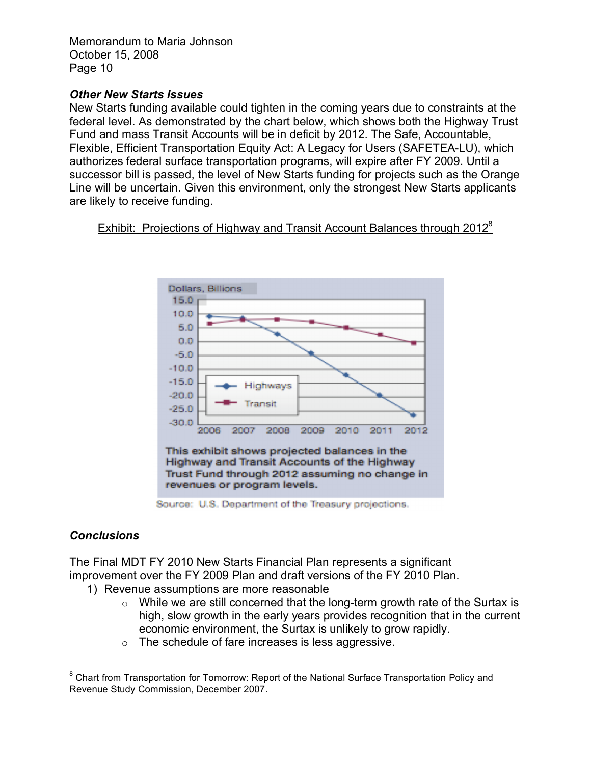### *Other New Starts Issues*

New Starts funding available could tighten in the coming years due to constraints at the federal level. As demonstrated by the chart below, which shows both the Highway Trust Fund and mass Transit Accounts will be in deficit by 2012. The Safe, Accountable, Flexible, Efficient Transportation Equity Act: A Legacy for Users (SAFETEA-LU), which authorizes federal surface transportation programs, will expire after FY 2009. Until a successor bill is passed, the level of New Starts funding for projects such as the Orange Line will be uncertain. Given this environment, only the strongest New Starts applicants are likely to receive funding.

Exhibit: Projections of Highway and Transit Account Balances through 2012[8]

This exhibit shows projected balances in the Highway and Transit Accounts of the Highway Trust Fund through 2012 assuming no change in revenues or program levels.

Source: U.S. Department of the Treasury projections.

### *Conclusions*

The Final MDT FY 2010 New Starts Financial Plan represents a significant improvement over the FY 2009 Plan and draft versions of the FY 2010 Plan.

1) Revenue assumptions are more reasonable
   - While we are still concerned that the long-term growth rate of the Surtax is high, slow growth in the early years provides recognition that in the current economic environment, the Surtax is unlikely to grow rapidly.
   - The schedule of fare increases is less aggressive.

---

[8] Chart from Transportation for Tomorrow: Report of the National Surface Transportation Policy and Revenue Study Commission, December 2007.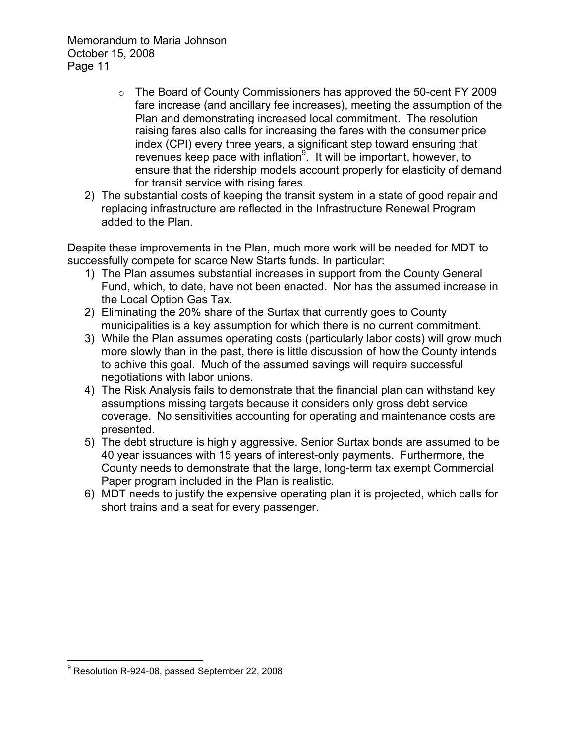- The Board of County Commissioners has approved the 50-cent FY 2009 fare increase (and ancillary fee increases), meeting the assumption of the Plan and demonstrating increased local commitment. The resolution raising fares also calls for increasing the fares with the consumer price index (CPI) every three years, a significant step toward ensuring that revenues keep pace with inflation[9]. It will be important, however, to ensure that the ridership models account properly for elasticity of demand for transit service with rising fares.

2) The substantial costs of keeping the transit system in a state of good repair and replacing infrastructure are reflected in the Infrastructure Renewal Program added to the Plan.

Despite these improvements in the Plan, much more work will be needed for MDT to successfully compete for scarce New Starts funds. In particular:

1) The Plan assumes substantial increases in support from the County General Fund, which, to date, have not been enacted. Nor has the assumed increase in the Local Option Gas Tax.
2) Eliminating the 20% share of the Surtax that currently goes to County municipalities is a key assumption for which there is no current commitment.
3) While the Plan assumes operating costs (particularly labor costs) will grow much more slowly than in the past, there is little discussion of how the County intends to achive this goal. Much of the assumed savings will require successful negotiations with labor unions.
4) The Risk Analysis fails to demonstrate that the financial plan can withstand key assumptions missing targets because it considers only gross debt service coverage. No sensitivities accounting for operating and maintenance costs are presented.
5) The debt structure is highly aggressive. Senior Surtax bonds are assumed to be 40 year issuances with 15 years of interest-only payments. Furthermore, the County needs to demonstrate that the large, long-term tax exempt Commercial Paper program included in the Plan is realistic.
6) MDT needs to justify the expensive operating plan it is projected, which calls for short trains and a seat for every passenger.

---

[9] Resolution R-924-08, passed September 22, 2008